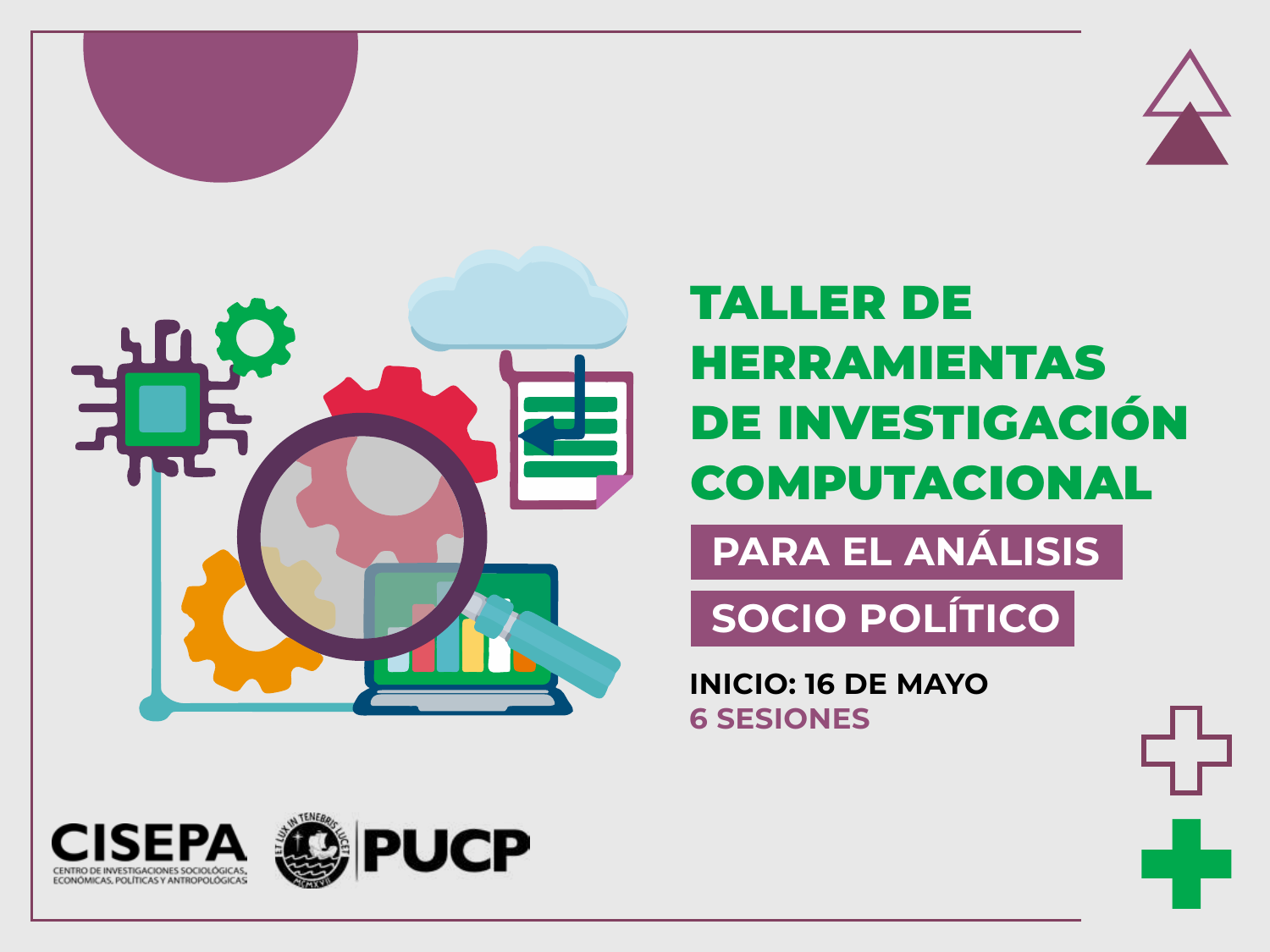# TALLER DE HERRAMIENTAS DE INVESTIGACIÓN COMPUTACIONAL

## PARA EL ANÁLISIS SOCIO POLÍTICO

**INICIO: 16 DE MAYO**

**6 SESIONES**

CISEPA
CENTRO DE INVESTIGACIONES SOCIOLÓGICAS, ECONÓMICAS, POLÍTICAS Y ANTROPOLÓGICAS

PUCP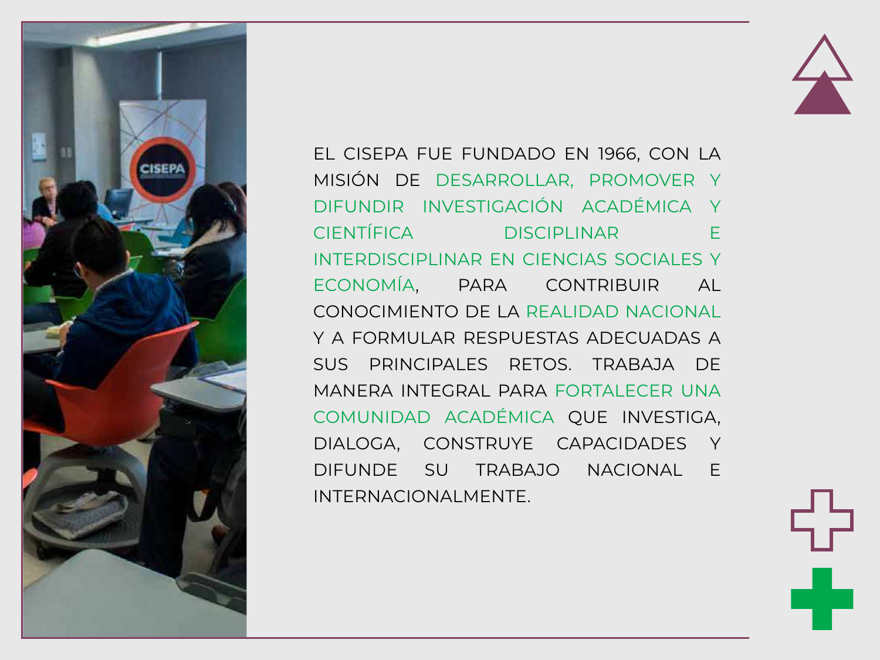EL CISEPA FUE FUNDADO EN 1966, CON LA MISIÓN DE DESARROLLAR, PROMOVER Y DIFUNDIR INVESTIGACIÓN ACADÉMICA Y CIENTÍFICA DISCIPLINAR E INTERDISCIPLINAR EN CIENCIAS SOCIALES Y ECONOMÍA, PARA CONTRIBUIR AL CONOCIMIENTO DE LA REALIDAD NACIONAL Y A FORMULAR RESPUESTAS ADECUADAS A SUS PRINCIPALES RETOS. TRABAJA DE MANERA INTEGRAL PARA FORTALECER UNA COMUNIDAD ACADÉMICA QUE INVESTIGA, DIALOGA, CONSTRUYE CAPACIDADES Y DIFUNDE SU TRABAJO NACIONAL E INTERNACIONALMENTE.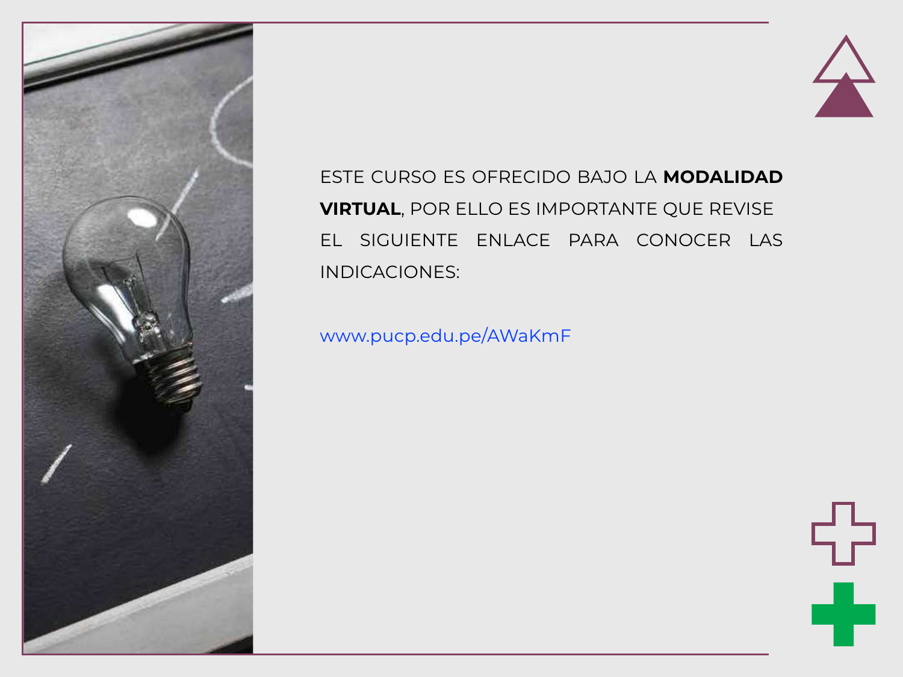ESTE CURSO ES OFRECIDO BAJO LA **MODALIDAD VIRTUAL**, POR ELLO ES IMPORTANTE QUE REVISE EL SIGUIENTE ENLACE PARA CONOCER LAS INDICACIONES:

www.pucp.edu.pe/AWaKmF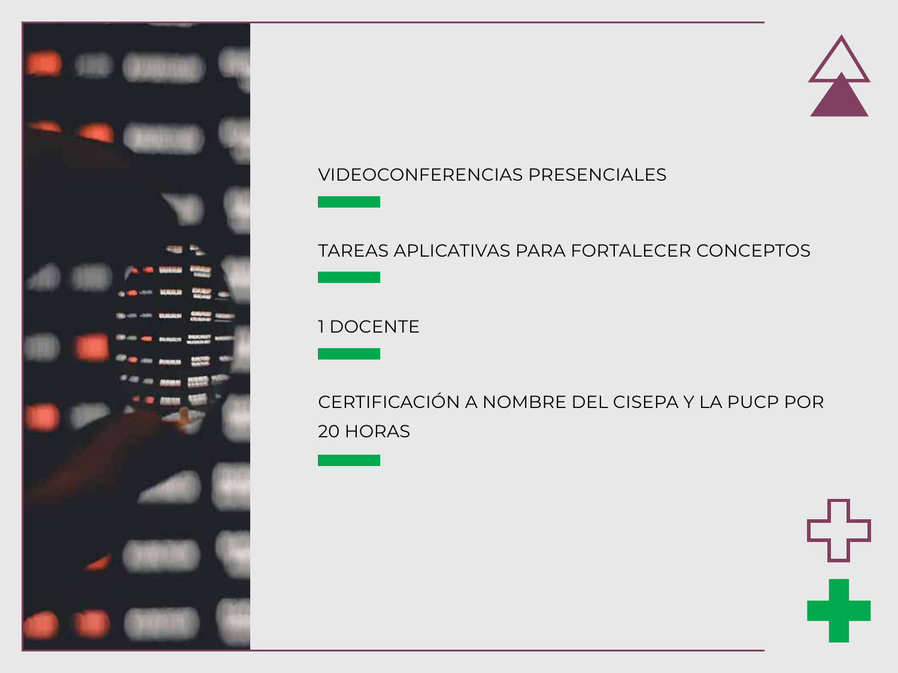VIDEOCONFERENCIAS PRESENCIALES

TAREAS APLICATIVAS PARA FORTALECER CONCEPTOS

1 DOCENTE

CERTIFICACIÓN A NOMBRE DEL CISEPA Y LA PUCP POR 20 HORAS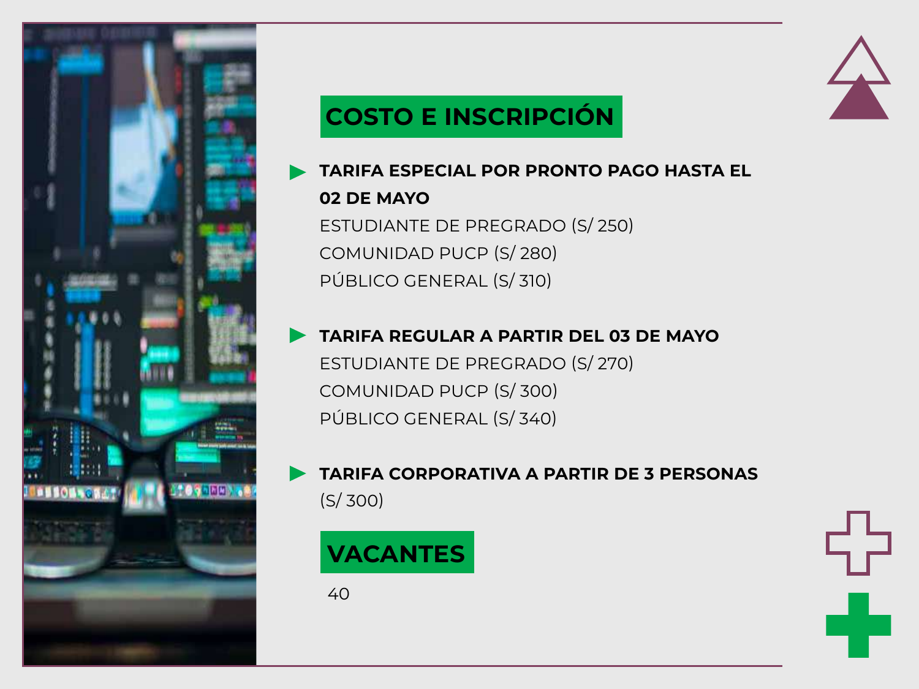## COSTO E INSCRIPCIÓN

- **TARIFA ESPECIAL POR PRONTO PAGO HASTA EL 02 DE MAYO**
  ESTUDIANTE DE PREGRADO (S/ 250)
  COMUNIDAD PUCP (S/ 280)
  PÚBLICO GENERAL (S/ 310)

- **TARIFA REGULAR A PARTIR DEL 03 DE MAYO**
  ESTUDIANTE DE PREGRADO (S/ 270)
  COMUNIDAD PUCP (S/ 300)
  PÚBLICO GENERAL (S/ 340)

- **TARIFA CORPORATIVA A PARTIR DE 3 PERSONAS**
  (S/ 300)

## VACANTES

40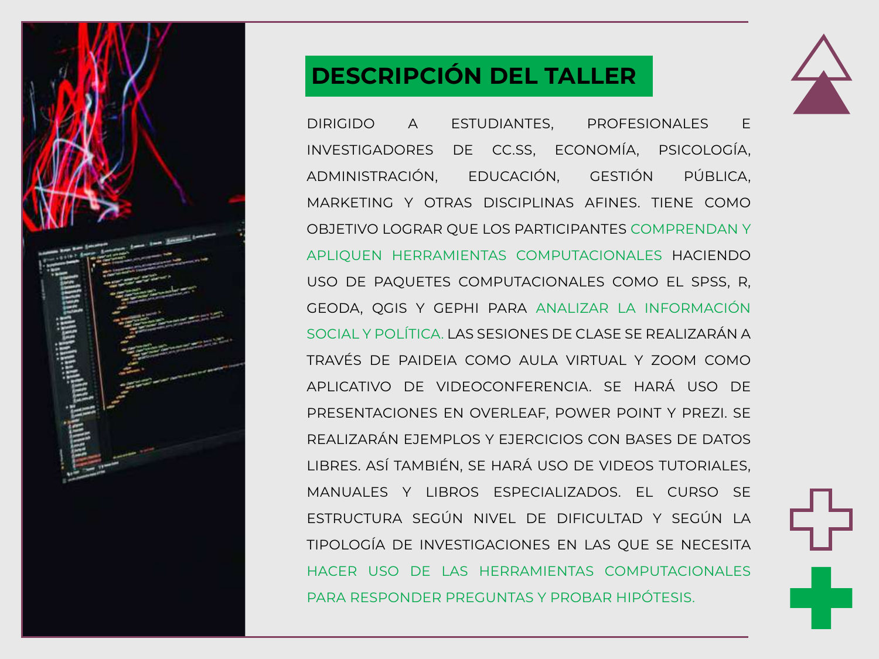## DESCRIPCIÓN DEL TALLER

DIRIGIDO A ESTUDIANTES, PROFESIONALES E INVESTIGADORES DE CC.SS, ECONOMÍA, PSICOLOGÍA, ADMINISTRACIÓN, EDUCACIÓN, GESTIÓN PÚBLICA, MARKETING Y OTRAS DISCIPLINAS AFINES. TIENE COMO OBJETIVO LOGRAR QUE LOS PARTICIPANTES COMPRENDAN Y APLIQUEN HERRAMIENTAS COMPUTACIONALES HACIENDO USO DE PAQUETES COMPUTACIONALES COMO EL SPSS, R, GEODA, QGIS Y GEPHI PARA ANALIZAR LA INFORMACIÓN SOCIAL Y POLÍTICA. LAS SESIONES DE CLASE SE REALIZARÁN A TRAVÉS DE PAIDEIA COMO AULA VIRTUAL Y ZOOM COMO APLICATIVO DE VIDEOCONFERENCIA. SE HARÁ USO DE PRESENTACIONES EN OVERLEAF, POWER POINT Y PREZI. SE REALIZARÁN EJEMPLOS Y EJERCICIOS CON BASES DE DATOS LIBRES. ASÍ TAMBIÉN, SE HARÁ USO DE VIDEOS TUTORIALES, MANUALES Y LIBROS ESPECIALIZADOS. EL CURSO SE ESTRUCTURA SEGÚN NIVEL DE DIFICULTAD Y SEGÚN LA TIPOLOGÍA DE INVESTIGACIONES EN LAS QUE SE NECESITA HACER USO DE LAS HERRAMIENTAS COMPUTACIONALES PARA RESPONDER PREGUNTAS Y PROBAR HIPÓTESIS.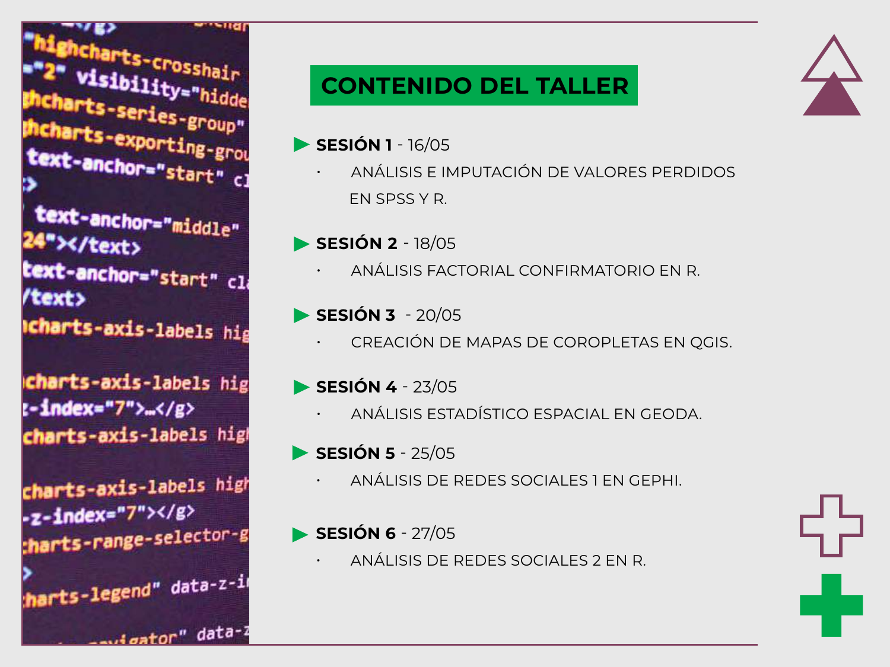## CONTENIDO DEL TALLER

**SESIÓN 1** - 16/05

- ANÁLISIS E IMPUTACIÓN DE VALORES PERDIDOS EN SPSS Y R.

**SESIÓN 2** - 18/05

- ANÁLISIS FACTORIAL CONFIRMATORIO EN R.

**SESIÓN 3** - 20/05

- CREACIÓN DE MAPAS DE COROPLETAS EN QGIS.

**SESIÓN 4** - 23/05

- ANÁLISIS ESTADÍSTICO ESPACIAL EN GEODA.

**SESIÓN 5** - 25/05

- ANÁLISIS DE REDES SOCIALES 1 EN GEPHI.

**SESIÓN 6** - 27/05

- ANÁLISIS DE REDES SOCIALES 2 EN R.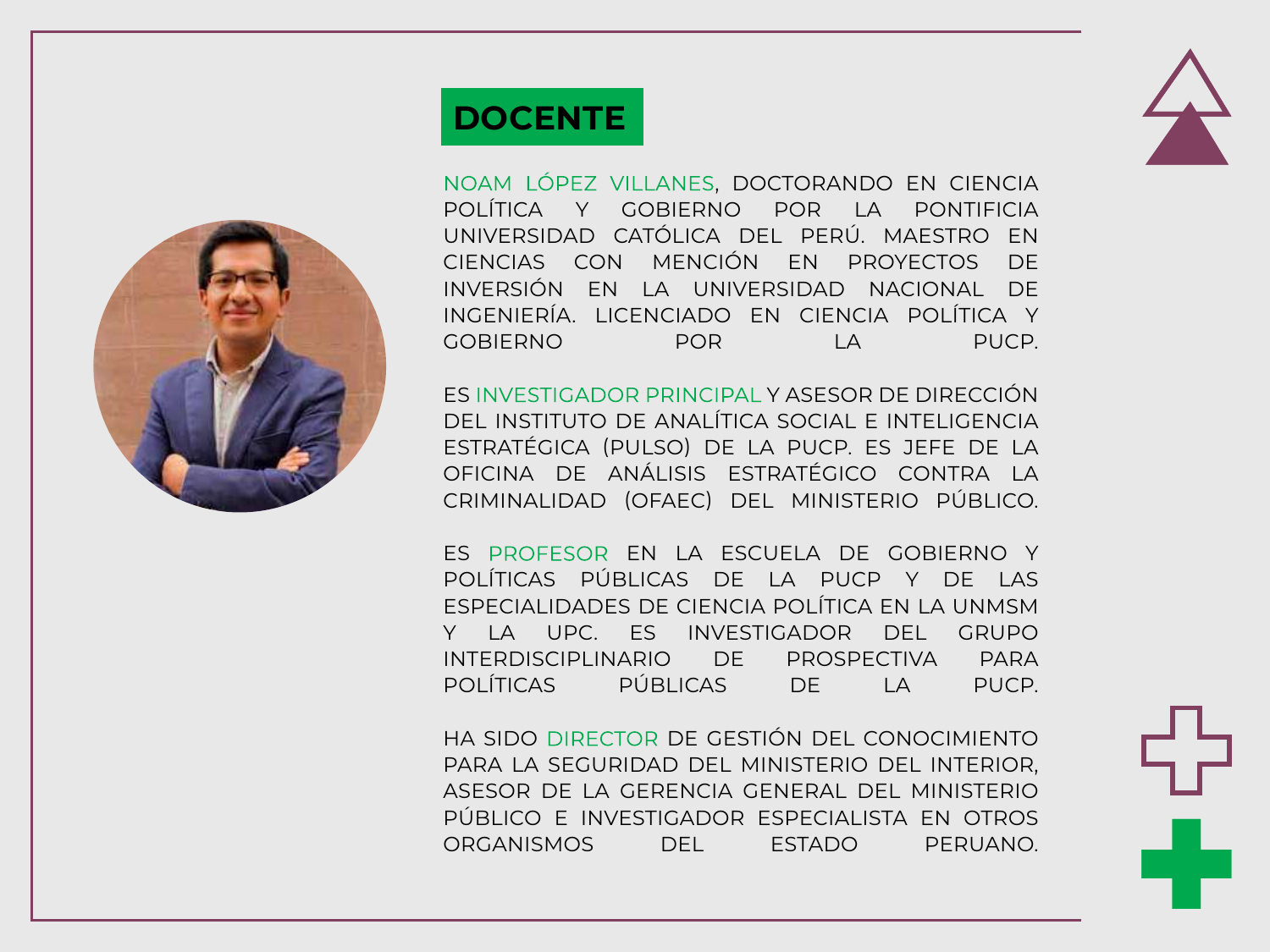## DOCENTE

NOAM LÓPEZ VILLANES, DOCTORANDO EN CIENCIA POLÍTICA Y GOBIERNO POR LA PONTIFICIA UNIVERSIDAD CATÓLICA DEL PERÚ. MAESTRO EN CIENCIAS CON MENCIÓN EN PROYECTOS DE INVERSIÓN EN LA UNIVERSIDAD NACIONAL DE INGENIERÍA. LICENCIADO EN CIENCIA POLÍTICA Y GOBIERNO POR LA PUCP.

ES INVESTIGADOR PRINCIPAL Y ASESOR DE DIRECCIÓN DEL INSTITUTO DE ANALÍTICA SOCIAL E INTELIGENCIA ESTRATÉGICA (PULSO) DE LA PUCP. ES JEFE DE LA OFICINA DE ANÁLISIS ESTRATÉGICO CONTRA LA CRIMINALIDAD (OFAEC) DEL MINISTERIO PÚBLICO.

ES PROFESOR EN LA ESCUELA DE GOBIERNO Y POLÍTICAS PÚBLICAS DE LA PUCP Y DE LAS ESPECIALIDADES DE CIENCIA POLÍTICA EN LA UNMSM Y LA UPC. ES INVESTIGADOR DEL GRUPO INTERDISCIPLINARIO DE PROSPECTIVA PARA POLÍTICAS PÚBLICAS DE LA PUCP.

HA SIDO DIRECTOR DE GESTIÓN DEL CONOCIMIENTO PARA LA SEGURIDAD DEL MINISTERIO DEL INTERIOR, ASESOR DE LA GERENCIA GENERAL DEL MINISTERIO PÚBLICO E INVESTIGADOR ESPECIALISTA EN OTROS ORGANISMOS DEL ESTADO PERUANO.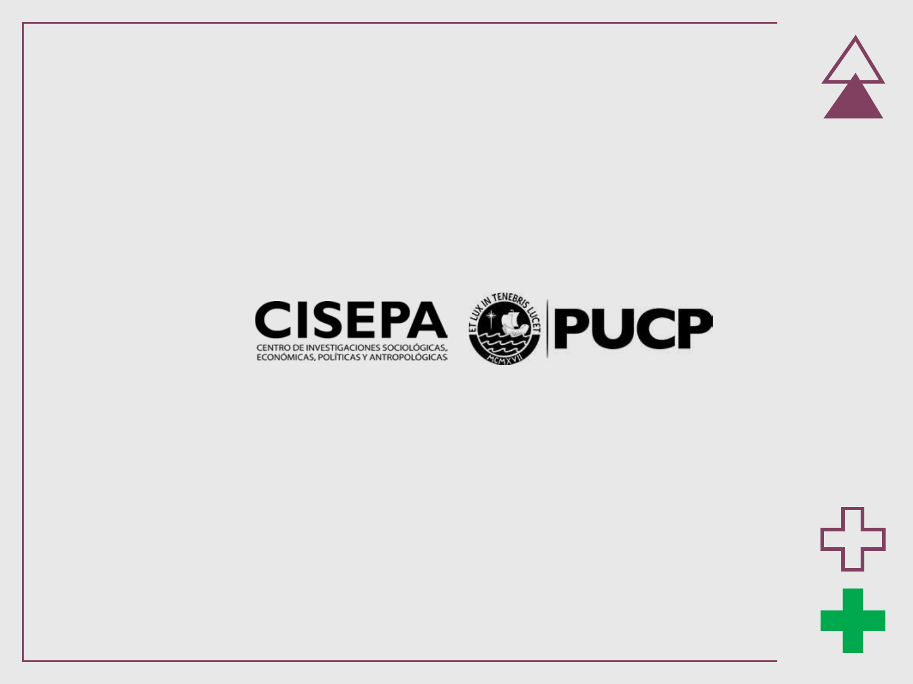CISEPA

CENTRO DE INVESTIGACIONES SOCIOLÓGICAS, ECONÓMICAS, POLÍTICAS Y ANTROPOLÓGICAS

ET LUX IN TENEBRIS LUCET

MCMXVII

PUCP